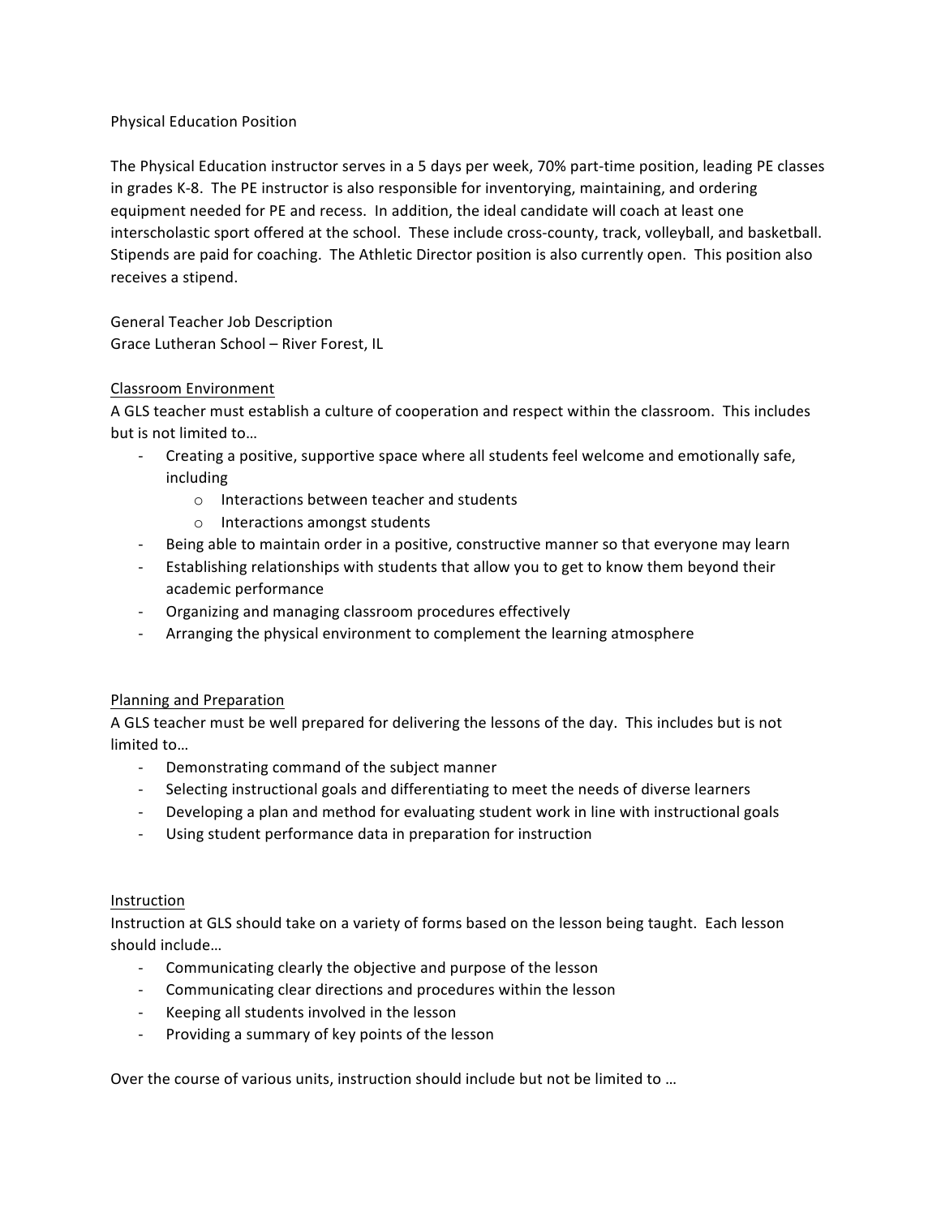Physical Education Position

The Physical Education instructor serves in a 5 days per week, 70% part-time position, leading PE classes in grades K-8. The PE instructor is also responsible for inventorying, maintaining, and ordering equipment needed for PE and recess. In addition, the ideal candidate will coach at least one interscholastic sport offered at the school. These include cross-county, track, volleyball, and basketball. Stipends are paid for coaching. The Athletic Director position is also currently open. This position also receives a stipend.

General Teacher Job Description
Grace Lutheran School – River Forest, IL

<u>Classroom Environment</u>

A GLS teacher must establish a culture of cooperation and respect within the classroom. This includes but is not limited to…

- Creating a positive, supportive space where all students feel welcome and emotionally safe, including
  - Interactions between teacher and students
  - Interactions amongst students
- Being able to maintain order in a positive, constructive manner so that everyone may learn
- Establishing relationships with students that allow you to get to know them beyond their academic performance
- Organizing and managing classroom procedures effectively
- Arranging the physical environment to complement the learning atmosphere

<u>Planning and Preparation</u>

A GLS teacher must be well prepared for delivering the lessons of the day. This includes but is not limited to…

- Demonstrating command of the subject manner
- Selecting instructional goals and differentiating to meet the needs of diverse learners
- Developing a plan and method for evaluating student work in line with instructional goals
- Using student performance data in preparation for instruction

<u>Instruction</u>

Instruction at GLS should take on a variety of forms based on the lesson being taught. Each lesson should include…

- Communicating clearly the objective and purpose of the lesson
- Communicating clear directions and procedures within the lesson
- Keeping all students involved in the lesson
- Providing a summary of key points of the lesson

Over the course of various units, instruction should include but not be limited to …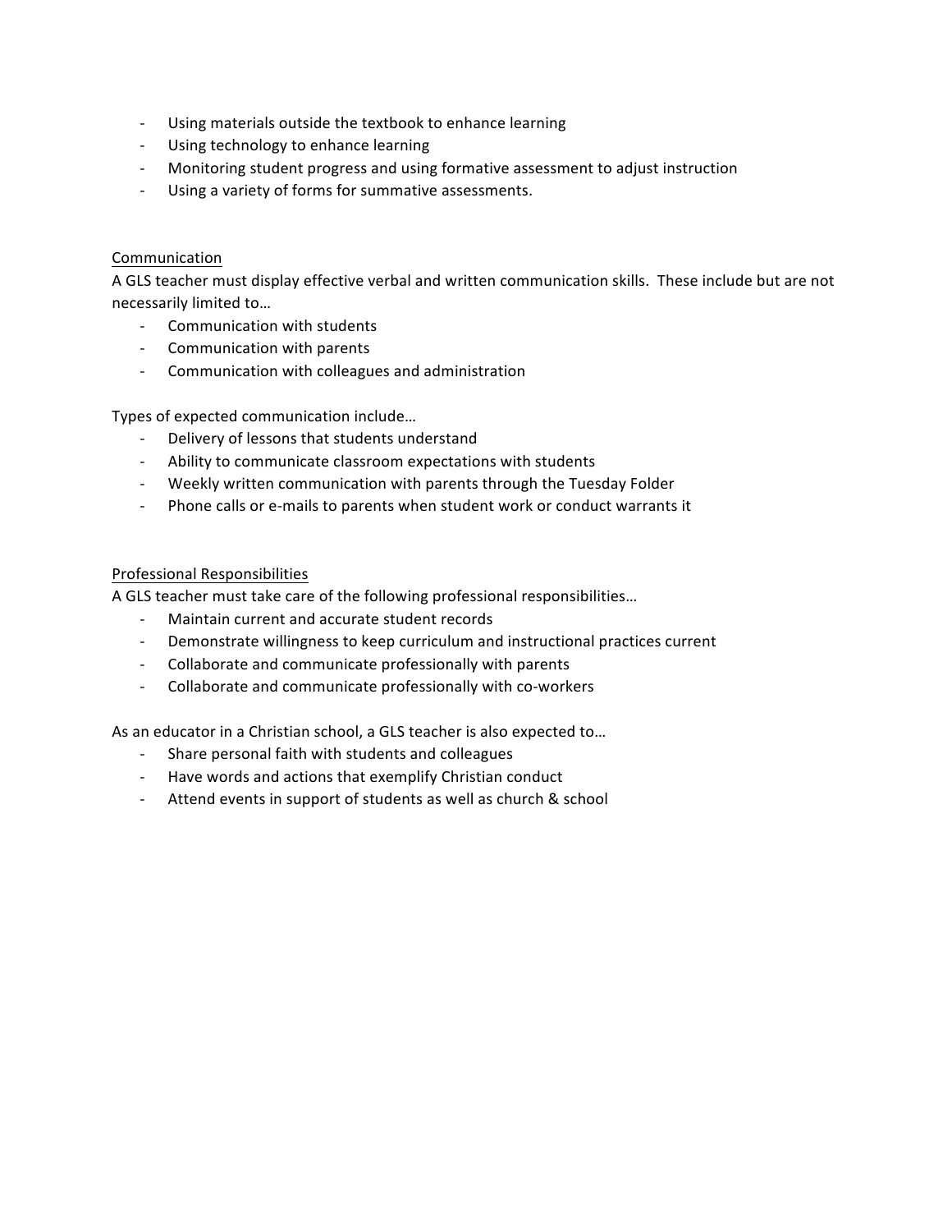- Using materials outside the textbook to enhance learning
- Using technology to enhance learning
- Monitoring student progress and using formative assessment to adjust instruction
- Using a variety of forms for summative assessments.

<u>Communication</u>

A GLS teacher must display effective verbal and written communication skills. These include but are not necessarily limited to…

- Communication with students
- Communication with parents
- Communication with colleagues and administration

Types of expected communication include…

- Delivery of lessons that students understand
- Ability to communicate classroom expectations with students
- Weekly written communication with parents through the Tuesday Folder
- Phone calls or e-mails to parents when student work or conduct warrants it

<u>Professional Responsibilities</u>

A GLS teacher must take care of the following professional responsibilities…

- Maintain current and accurate student records
- Demonstrate willingness to keep curriculum and instructional practices current
- Collaborate and communicate professionally with parents
- Collaborate and communicate professionally with co-workers

As an educator in a Christian school, a GLS teacher is also expected to…

- Share personal faith with students and colleagues
- Have words and actions that exemplify Christian conduct
- Attend events in support of students as well as church & school